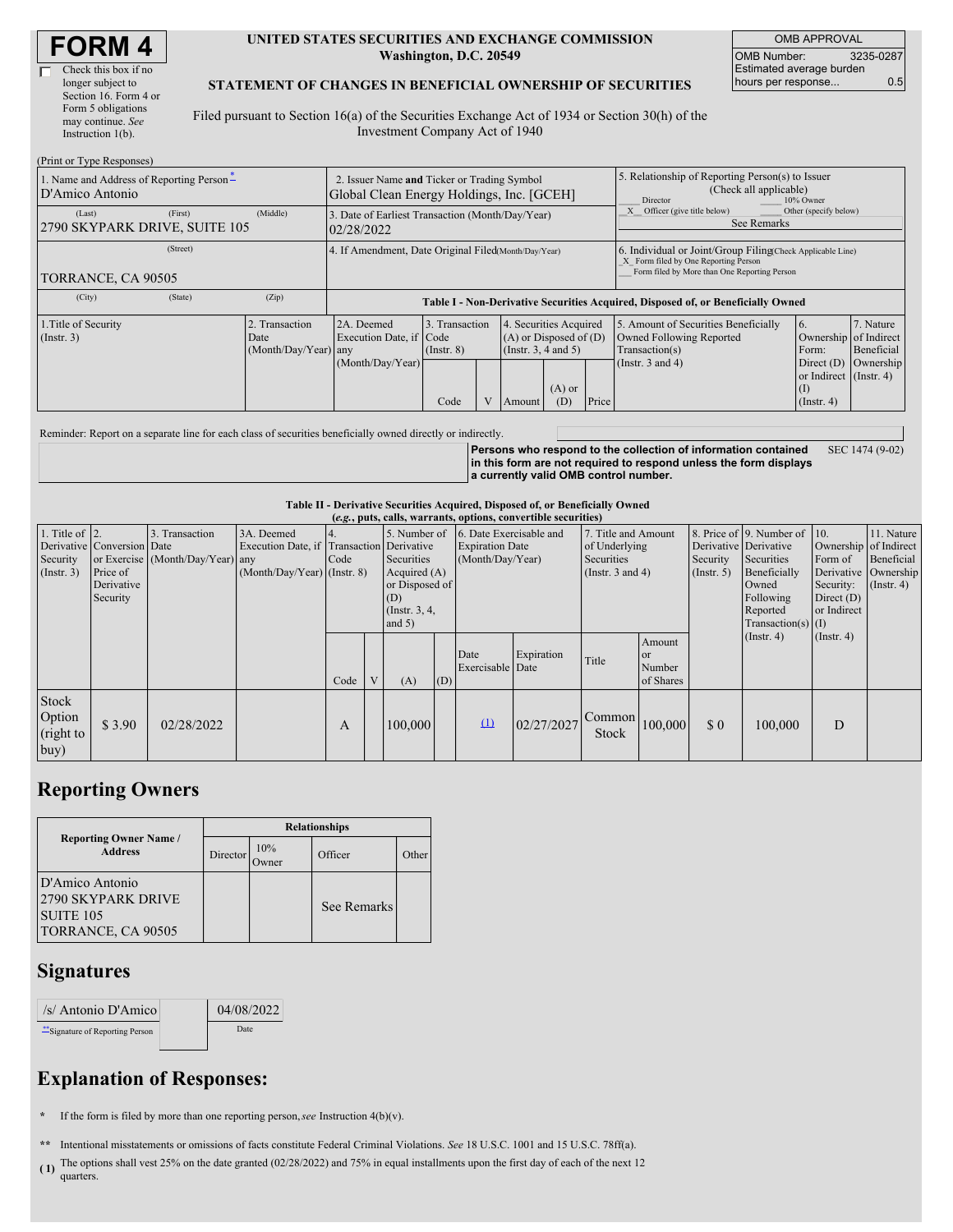# FORM 4

☐ Check this box if no longer subject to Section 16. Form 4 or Form 5 obligations may continue. *See* Instruction 1(b).

**UNITED STATES SECURITIES AND EXCHANGE COMMISSION**
**Washington, D.C. 20549**

**STATEMENT OF CHANGES IN BENEFICIAL OWNERSHIP OF SECURITIES**

Filed pursuant to Section 16(a) of the Securities Exchange Act of 1934 or Section 30(h) of the Investment Company Act of 1940

| OMB APPROVAL | |
|---|---|
| OMB Number: | 3235-0287 |
| Estimated average burden hours per response... | 0.5 |

(Print or Type Responses)

| 1. Name and Address of Reporting Person* | 2. Issuer Name **and** Ticker or Trading Symbol | 5. Relationship of Reporting Person(s) to Issuer (Check all applicable) |
|---|---|---|
| D'Amico Antonio | Global Clean Energy Holdings, Inc. [GCEH] | ___ Director ___ 10% Owner |
| (Last) (First) (Middle) | 3. Date of Earliest Transaction (Month/Day/Year) | _X_ Officer (give title below) ___ Other (specify below) |
| 2790 SKYPARK DRIVE, SUITE 105 | 02/28/2022 | See Remarks |
| (Street) | 4. If Amendment, Date Original Filed (Month/Day/Year) | 6. Individual or Joint/Group Filing (Check Applicable Line) |
| TORRANCE, CA 90505 | | _X_ Form filed by One Reporting Person ___ Form filed by More than One Reporting Person |
| (City) (State) (Zip) | | |

**Table I - Non-Derivative Securities Acquired, Disposed of, or Beneficially Owned**

| 1.Title of Security (Instr. 3) | 2. Transaction Date (Month/Day/Year) | 2A. Deemed Execution Date, if any (Month/Day/Year) | 3. Transaction Code (Instr. 8) | | 4. Securities Acquired (A) or Disposed of (D) (Instr. 3, 4 and 5) | | | 5. Amount of Securities Beneficially Owned Following Reported Transaction(s) (Instr. 3 and 4) | 6. Ownership Form: Direct (D) or Indirect (I) (Instr. 4) | 7. Nature of Indirect Beneficial Ownership (Instr. 4) |
|---|---|---|---|---|---|---|---|---|---|---|
| | | | Code | V | Amount | (A) or (D) | Price | | | |

Reminder: Report on a separate line for each class of securities beneficially owned directly or indirectly.

**Persons who respond to the collection of information contained in this form are not required to respond unless the form displays a currently valid OMB control number.** SEC 1474 (9-02)

**Table II - Derivative Securities Acquired, Disposed of, or Beneficially Owned**
**(*e.g.*, puts, calls, warrants, options, convertible securities)**

| 1. Title of Derivative Security (Instr. 3) | 2. Conversion or Exercise Price of Derivative Security | 3. Transaction Date (Month/Day/Year) | 3A. Deemed Execution Date, if any (Month/Day/Year) | 4. Transaction Code (Instr. 8) | | 5. Number of Derivative Securities Acquired (A) or Disposed of (D) (Instr. 3, 4, and 5) | | 6. Date Exercisable and Expiration Date (Month/Day/Year) | | 7. Title and Amount of Underlying Securities (Instr. 3 and 4) | | 8. Price of Derivative Security (Instr. 5) | 9. Number of Derivative Securities Beneficially Owned Following Reported Transaction(s) (Instr. 4) | 10. Ownership Form of Derivative Security: Direct (D) or Indirect (I) (Instr. 4) | 11. Nature of Indirect Beneficial Ownership (Instr. 4) |
|---|---|---|---|---|---|---|---|---|---|---|---|---|---|---|---|
| | | | | Code | V | (A) | (D) | Date Exercisable | Expiration Date | Title | Amount or Number of Shares | | | | |
| Stock Option (right to buy) | $ 3.90 | 02/28/2022 | | A | | 100,000 | | (1) | 02/27/2027 | Common Stock | 100,000 | $ 0 | 100,000 | D | |

## Reporting Owners

| Reporting Owner Name / Address | Relationships | | | |
|---|---|---|---|---|
| | Director | 10% Owner | Officer | Other |
| D'Amico Antonio<br>2790 SKYPARK DRIVE<br>SUITE 105<br>TORRANCE, CA 90505 | | | See Remarks | |

## Signatures

| /s/ Antonio D'Amico | 04/08/2022 |
|---|---|
| **Signature of Reporting Person | Date |

## Explanation of Responses:

\* If the form is filed by more than one reporting person, *see* Instruction 4(b)(v).

\*\* Intentional misstatements or omissions of facts constitute Federal Criminal Violations. *See* 18 U.S.C. 1001 and 15 U.S.C. 78ff(a).

**(1)** The options shall vest 25% on the date granted (02/28/2022) and 75% in equal installments upon the first day of each of the next 12 quarters.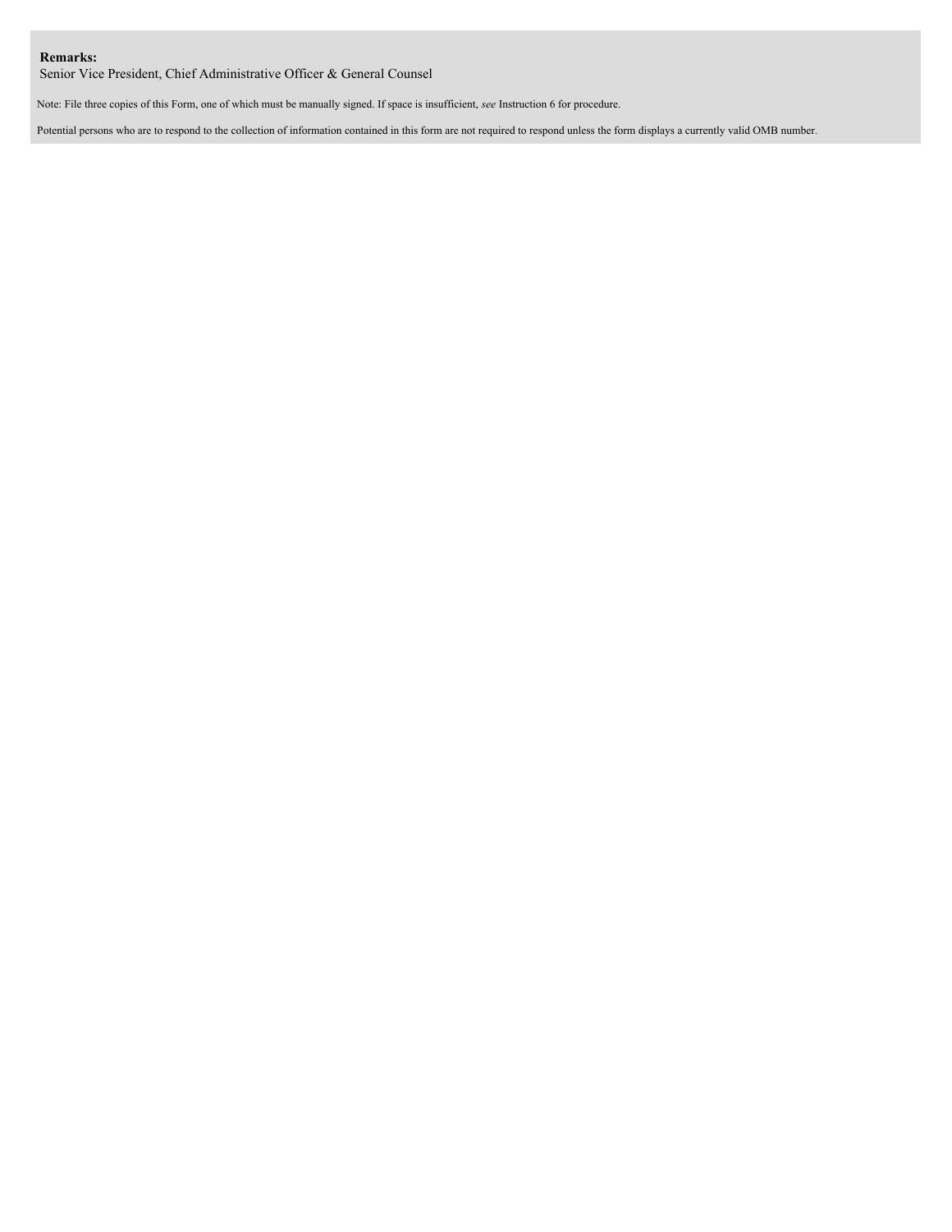**Remarks:**
Senior Vice President, Chief Administrative Officer & General Counsel

Note: File three copies of this Form, one of which must be manually signed. If space is insufficient, *see* Instruction 6 for procedure.

Potential persons who are to respond to the collection of information contained in this form are not required to respond unless the form displays a currently valid OMB number.